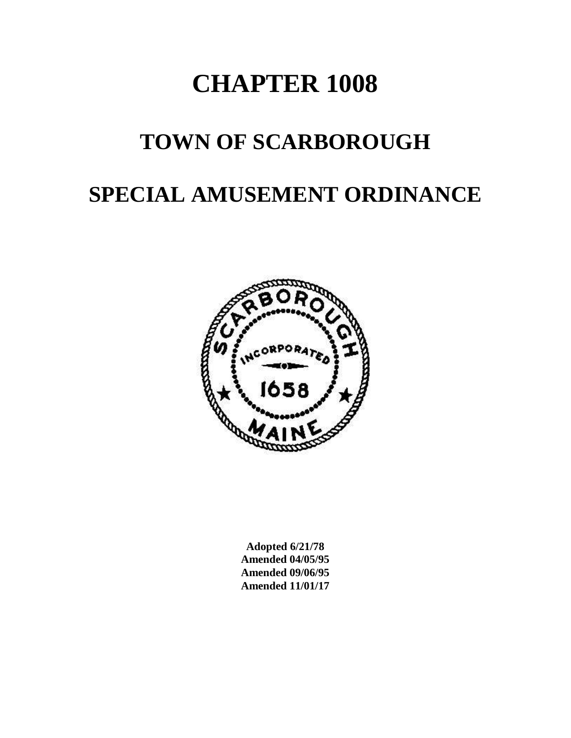# CHAPTER 1008

# TOWN OF SCARBOROUGH

# SPECIAL AMUSEMENT ORDINANCE

**Adopted 6/21/78**
**Amended 04/05/95**
**Amended 09/06/95**
**Amended 11/01/17**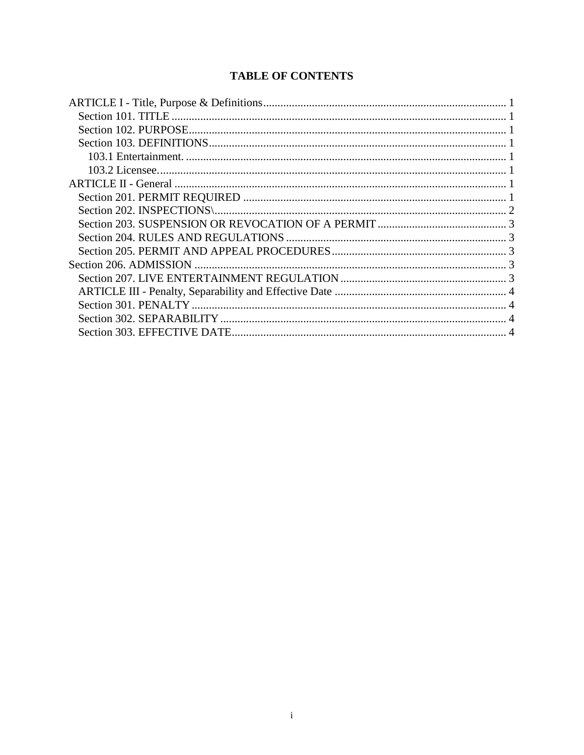# TABLE OF CONTENTS

ARTICLE I - Title, Purpose & Definitions ..... 1
- Section 101. TITLE ..... 1
- Section 102. PURPOSE ..... 1
- Section 103. DEFINITIONS ..... 1
  - 103.1 Entertainment. ..... 1
  - 103.2 Licensee. ..... 1

ARTICLE II - General ..... 1
- Section 201. PERMIT REQUIRED ..... 1
- Section 202. INSPECTIONS\ ..... 2
- Section 203. SUSPENSION OR REVOCATION OF A PERMIT ..... 3
- Section 204. RULES AND REGULATIONS ..... 3
- Section 205. PERMIT AND APPEAL PROCEDURES ..... 3

Section 206. ADMISSION ..... 3
- Section 207. LIVE ENTERTAINMENT REGULATION ..... 3
- ARTICLE III - Penalty, Separability and Effective Date ..... 4
- Section 301. PENALTY ..... 4
- Section 302. SEPARABILITY ..... 4
- Section 303. EFFECTIVE DATE ..... 4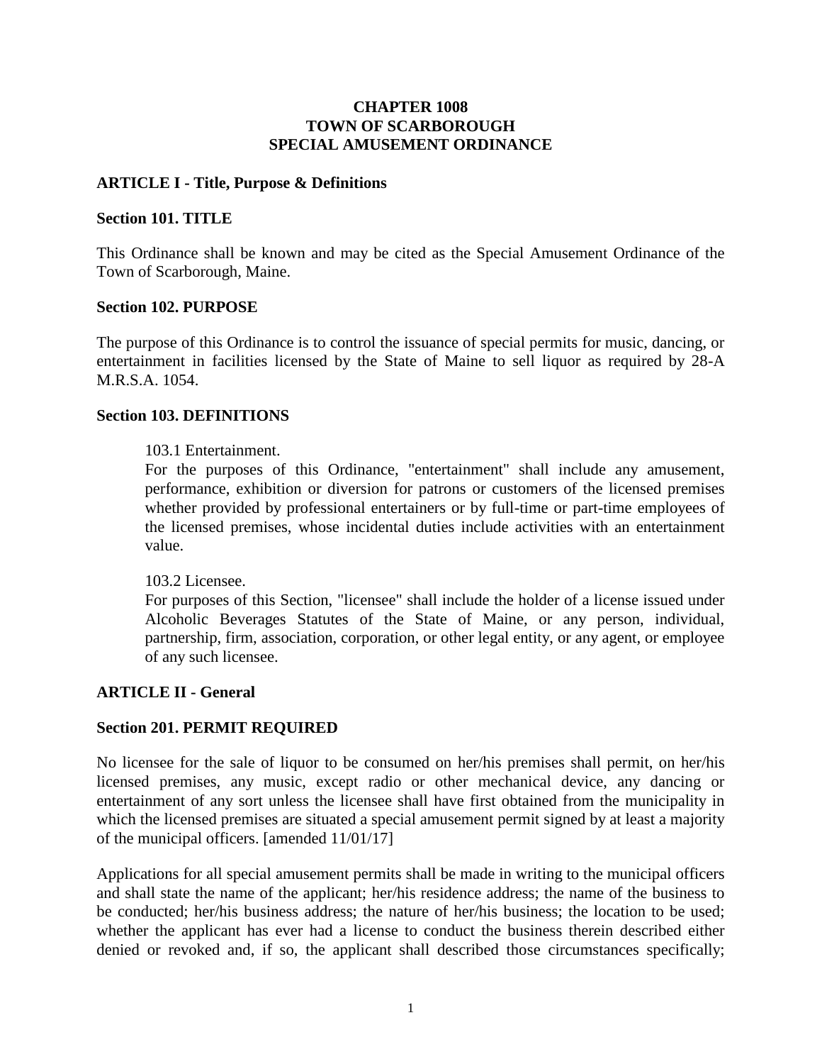# CHAPTER 1008
# TOWN OF SCARBOROUGH
# SPECIAL AMUSEMENT ORDINANCE

## ARTICLE I - Title, Purpose & Definitions

### Section 101. TITLE

This Ordinance shall be known and may be cited as the Special Amusement Ordinance of the Town of Scarborough, Maine.

### Section 102. PURPOSE

The purpose of this Ordinance is to control the issuance of special permits for music, dancing, or entertainment in facilities licensed by the State of Maine to sell liquor as required by 28-A M.R.S.A. 1054.

### Section 103. DEFINITIONS

103.1 Entertainment.
For the purposes of this Ordinance, "entertainment" shall include any amusement, performance, exhibition or diversion for patrons or customers of the licensed premises whether provided by professional entertainers or by full-time or part-time employees of the licensed premises, whose incidental duties include activities with an entertainment value.

103.2 Licensee.
For purposes of this Section, "licensee" shall include the holder of a license issued under Alcoholic Beverages Statutes of the State of Maine, or any person, individual, partnership, firm, association, corporation, or other legal entity, or any agent, or employee of any such licensee.

## ARTICLE II - General

### Section 201. PERMIT REQUIRED

No licensee for the sale of liquor to be consumed on her/his premises shall permit, on her/his licensed premises, any music, except radio or other mechanical device, any dancing or entertainment of any sort unless the licensee shall have first obtained from the municipality in which the licensed premises are situated a special amusement permit signed by at least a majority of the municipal officers. [amended 11/01/17]

Applications for all special amusement permits shall be made in writing to the municipal officers and shall state the name of the applicant; her/his residence address; the name of the business to be conducted; her/his business address; the nature of her/his business; the location to be used; whether the applicant has ever had a license to conduct the business therein described either denied or revoked and, if so, the applicant shall described those circumstances specifically;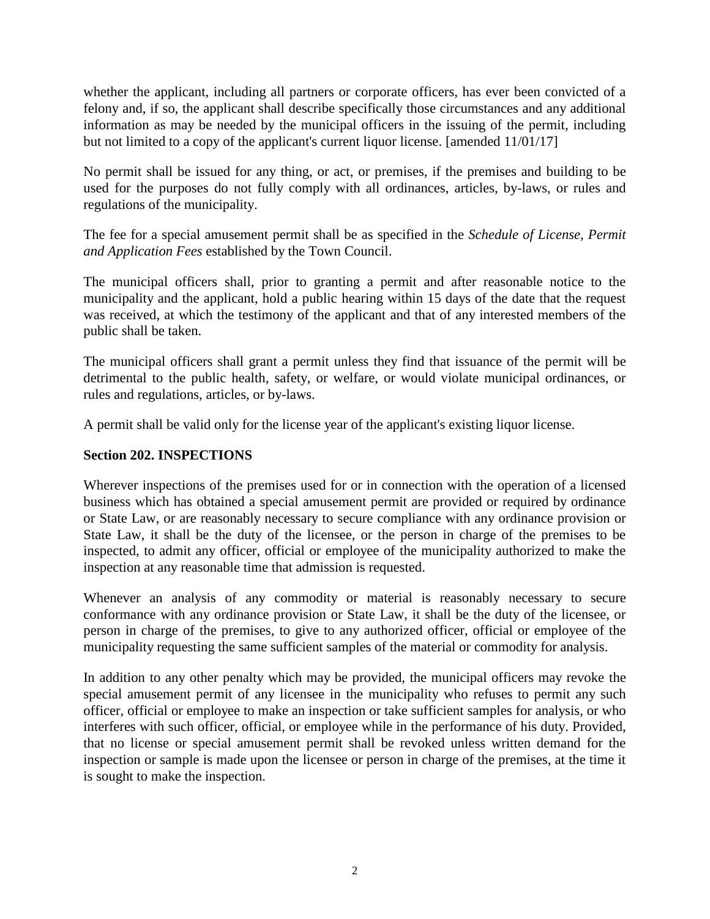whether the applicant, including all partners or corporate officers, has ever been convicted of a felony and, if so, the applicant shall describe specifically those circumstances and any additional information as may be needed by the municipal officers in the issuing of the permit, including but not limited to a copy of the applicant's current liquor license. [amended 11/01/17]

No permit shall be issued for any thing, or act, or premises, if the premises and building to be used for the purposes do not fully comply with all ordinances, articles, by-laws, or rules and regulations of the municipality.

The fee for a special amusement permit shall be as specified in the *Schedule of License, Permit and Application Fees* established by the Town Council.

The municipal officers shall, prior to granting a permit and after reasonable notice to the municipality and the applicant, hold a public hearing within 15 days of the date that the request was received, at which the testimony of the applicant and that of any interested members of the public shall be taken.

The municipal officers shall grant a permit unless they find that issuance of the permit will be detrimental to the public health, safety, or welfare, or would violate municipal ordinances, or rules and regulations, articles, or by-laws.

A permit shall be valid only for the license year of the applicant's existing liquor license.

**Section 202. INSPECTIONS**

Wherever inspections of the premises used for or in connection with the operation of a licensed business which has obtained a special amusement permit are provided or required by ordinance or State Law, or are reasonably necessary to secure compliance with any ordinance provision or State Law, it shall be the duty of the licensee, or the person in charge of the premises to be inspected, to admit any officer, official or employee of the municipality authorized to make the inspection at any reasonable time that admission is requested.

Whenever an analysis of any commodity or material is reasonably necessary to secure conformance with any ordinance provision or State Law, it shall be the duty of the licensee, or person in charge of the premises, to give to any authorized officer, official or employee of the municipality requesting the same sufficient samples of the material or commodity for analysis.

In addition to any other penalty which may be provided, the municipal officers may revoke the special amusement permit of any licensee in the municipality who refuses to permit any such officer, official or employee to make an inspection or take sufficient samples for analysis, or who interferes with such officer, official, or employee while in the performance of his duty. Provided, that no license or special amusement permit shall be revoked unless written demand for the inspection or sample is made upon the licensee or person in charge of the premises, at the time it is sought to make the inspection.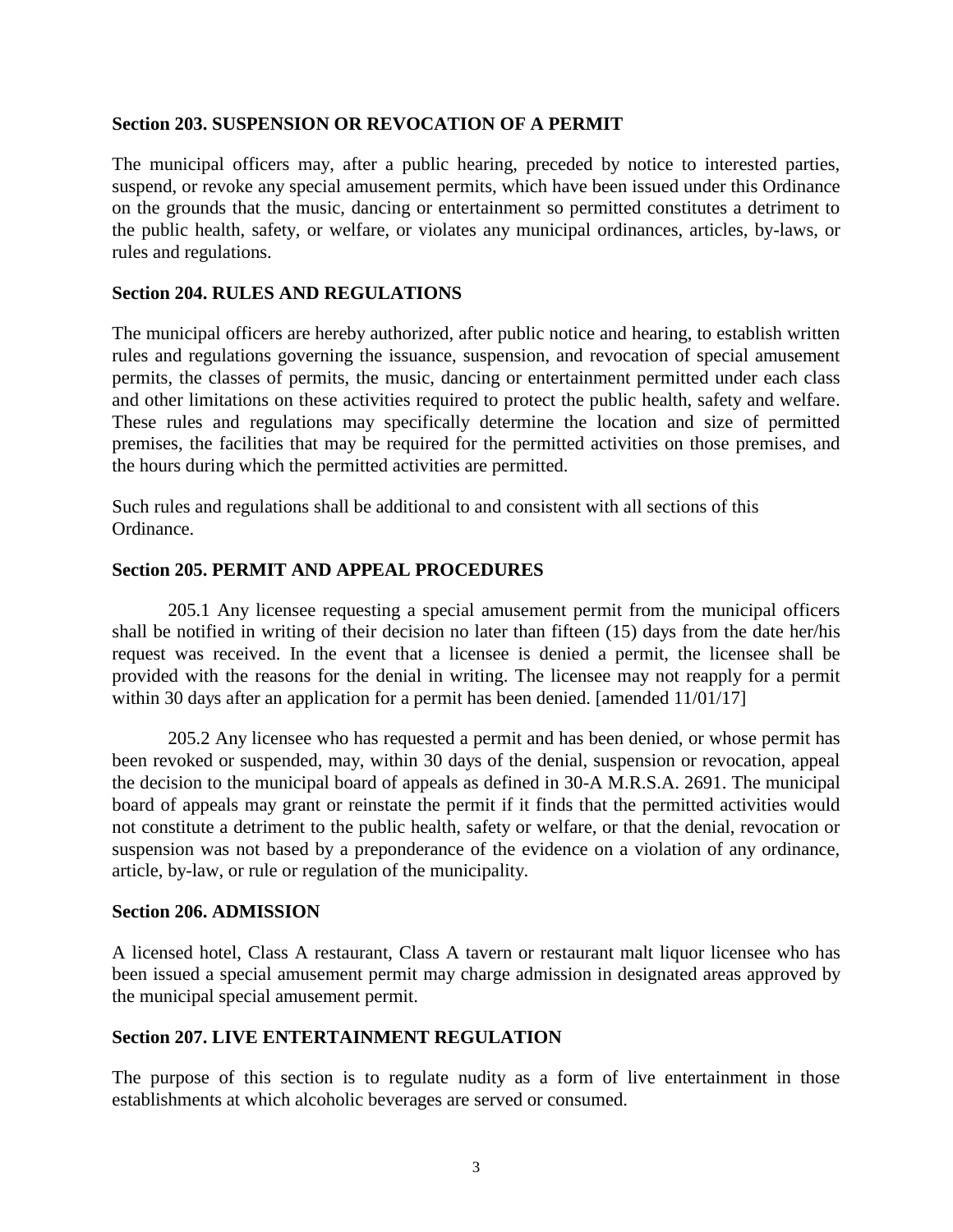### Section 203. SUSPENSION OR REVOCATION OF A PERMIT

The municipal officers may, after a public hearing, preceded by notice to interested parties, suspend, or revoke any special amusement permits, which have been issued under this Ordinance on the grounds that the music, dancing or entertainment so permitted constitutes a detriment to the public health, safety, or welfare, or violates any municipal ordinances, articles, by-laws, or rules and regulations.

### Section 204. RULES AND REGULATIONS

The municipal officers are hereby authorized, after public notice and hearing, to establish written rules and regulations governing the issuance, suspension, and revocation of special amusement permits, the classes of permits, the music, dancing or entertainment permitted under each class and other limitations on these activities required to protect the public health, safety and welfare. These rules and regulations may specifically determine the location and size of permitted premises, the facilities that may be required for the permitted activities on those premises, and the hours during which the permitted activities are permitted.

Such rules and regulations shall be additional to and consistent with all sections of this Ordinance.

### Section 205. PERMIT AND APPEAL PROCEDURES

205.1 Any licensee requesting a special amusement permit from the municipal officers shall be notified in writing of their decision no later than fifteen (15) days from the date her/his request was received. In the event that a licensee is denied a permit, the licensee shall be provided with the reasons for the denial in writing. The licensee may not reapply for a permit within 30 days after an application for a permit has been denied. [amended 11/01/17]

205.2 Any licensee who has requested a permit and has been denied, or whose permit has been revoked or suspended, may, within 30 days of the denial, suspension or revocation, appeal the decision to the municipal board of appeals as defined in 30-A M.R.S.A. 2691. The municipal board of appeals may grant or reinstate the permit if it finds that the permitted activities would not constitute a detriment to the public health, safety or welfare, or that the denial, revocation or suspension was not based by a preponderance of the evidence on a violation of any ordinance, article, by-law, or rule or regulation of the municipality.

### Section 206. ADMISSION

A licensed hotel, Class A restaurant, Class A tavern or restaurant malt liquor licensee who has been issued a special amusement permit may charge admission in designated areas approved by the municipal special amusement permit.

### Section 207. LIVE ENTERTAINMENT REGULATION

The purpose of this section is to regulate nudity as a form of live entertainment in those establishments at which alcoholic beverages are served or consumed.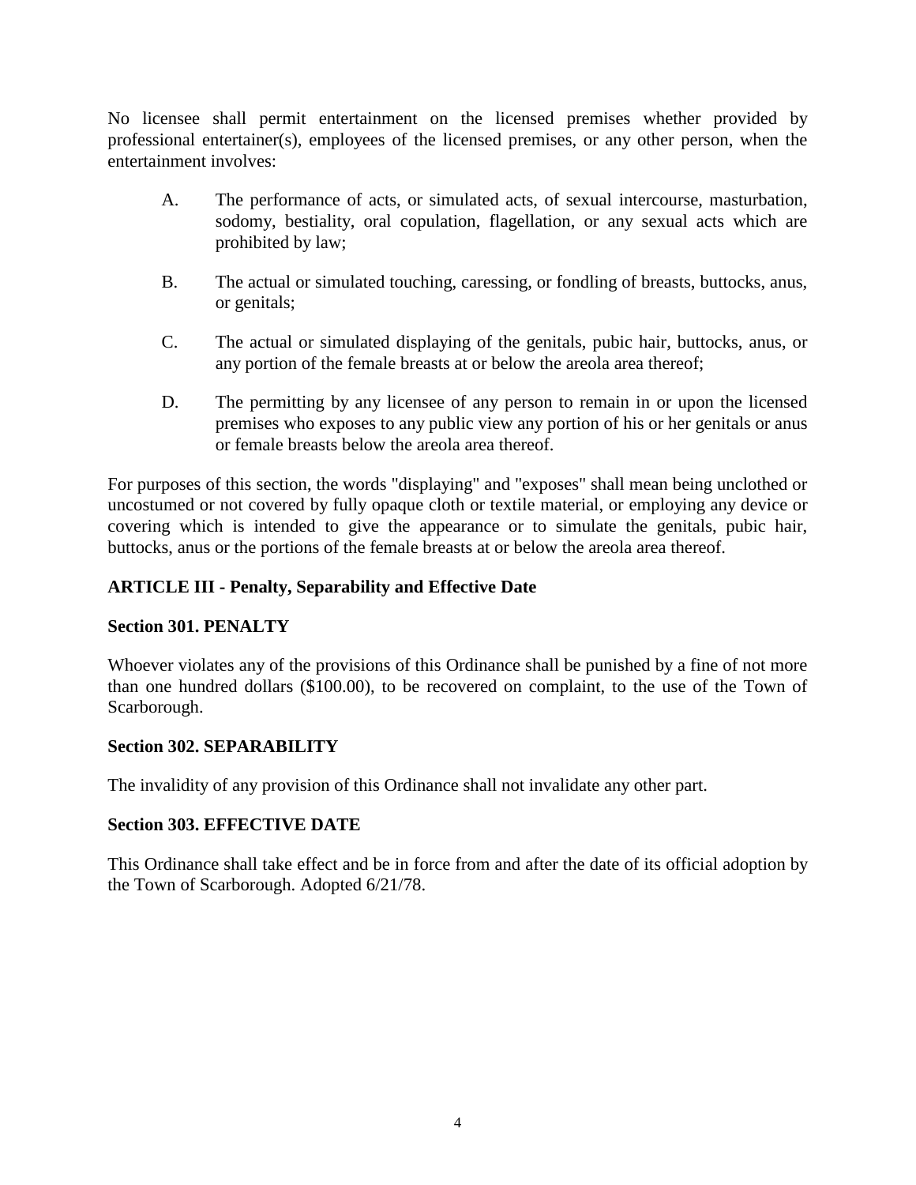No licensee shall permit entertainment on the licensed premises whether provided by professional entertainer(s), employees of the licensed premises, or any other person, when the entertainment involves:

A. The performance of acts, or simulated acts, of sexual intercourse, masturbation, sodomy, bestiality, oral copulation, flagellation, or any sexual acts which are prohibited by law;

B. The actual or simulated touching, caressing, or fondling of breasts, buttocks, anus, or genitals;

C. The actual or simulated displaying of the genitals, pubic hair, buttocks, anus, or any portion of the female breasts at or below the areola area thereof;

D. The permitting by any licensee of any person to remain in or upon the licensed premises who exposes to any public view any portion of his or her genitals or anus or female breasts below the areola area thereof.

For purposes of this section, the words "displaying" and "exposes" shall mean being unclothed or uncostumed or not covered by fully opaque cloth or textile material, or employing any device or covering which is intended to give the appearance or to simulate the genitals, pubic hair, buttocks, anus or the portions of the female breasts at or below the areola area thereof.

**ARTICLE III - Penalty, Separability and Effective Date**

**Section 301. PENALTY**

Whoever violates any of the provisions of this Ordinance shall be punished by a fine of not more than one hundred dollars ($100.00), to be recovered on complaint, to the use of the Town of Scarborough.

**Section 302. SEPARABILITY**

The invalidity of any provision of this Ordinance shall not invalidate any other part.

**Section 303. EFFECTIVE DATE**

This Ordinance shall take effect and be in force from and after the date of its official adoption by the Town of Scarborough. Adopted 6/21/78.